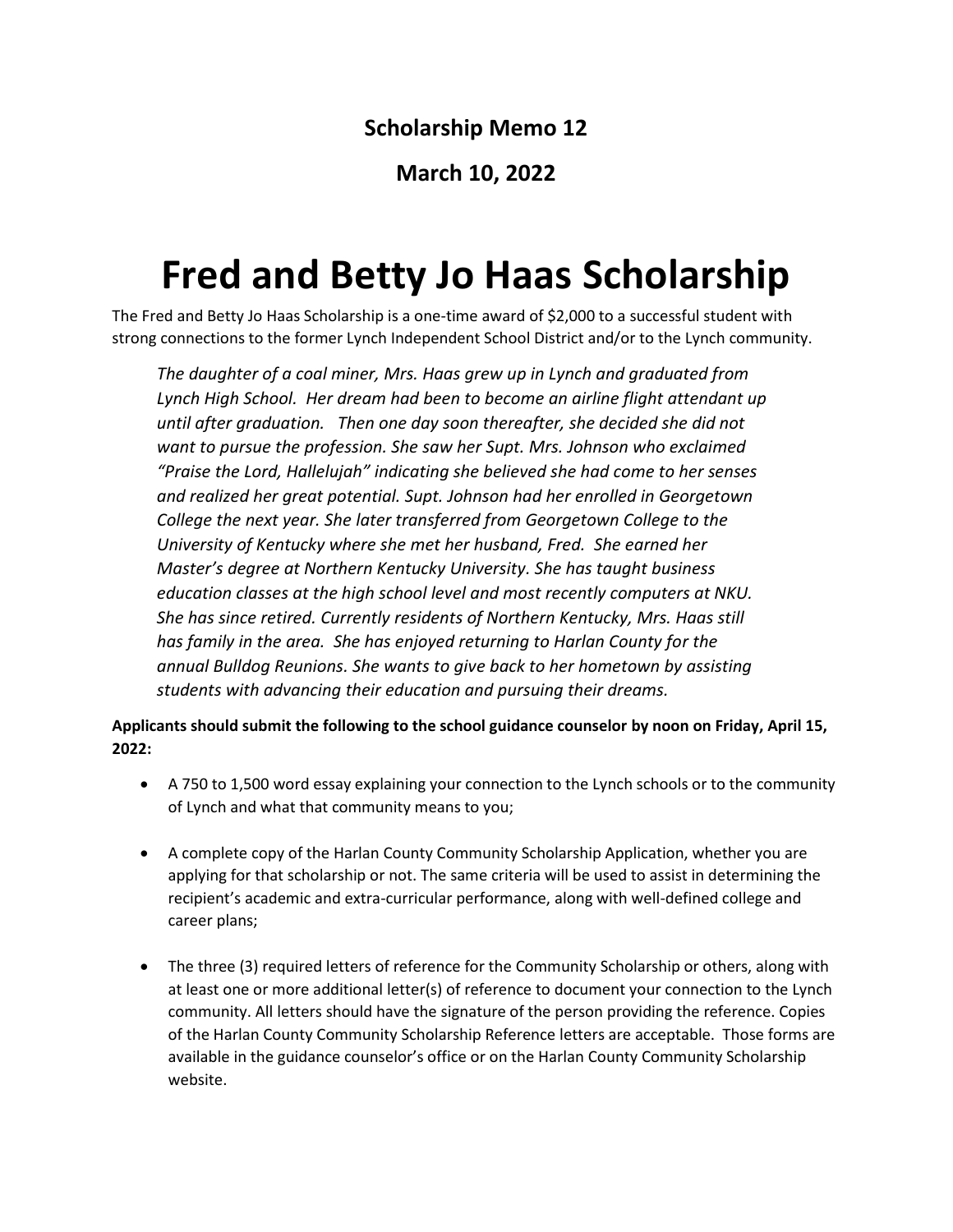**Scholarship Memo 12**

**March 10, 2022**

# Fred and Betty Jo Haas Scholarship

The Fred and Betty Jo Haas Scholarship is a one-time award of $2,000 to a successful student with strong connections to the former Lynch Independent School District and/or to the Lynch community.

*The daughter of a coal miner, Mrs. Haas grew up in Lynch and graduated from Lynch High School. Her dream had been to become an airline flight attendant up until after graduation. Then one day soon thereafter, she decided she did not want to pursue the profession. She saw her Supt. Mrs. Johnson who exclaimed "Praise the Lord, Hallelujah" indicating she believed she had come to her senses and realized her great potential. Supt. Johnson had her enrolled in Georgetown College the next year. She later transferred from Georgetown College to the University of Kentucky where she met her husband, Fred. She earned her Master's degree at Northern Kentucky University. She has taught business education classes at the high school level and most recently computers at NKU. She has since retired. Currently residents of Northern Kentucky, Mrs. Haas still has family in the area. She has enjoyed returning to Harlan County for the annual Bulldog Reunions. She wants to give back to her hometown by assisting students with advancing their education and pursuing their dreams.*

**Applicants should submit the following to the school guidance counselor by noon on Friday, April 15, 2022:**

- A 750 to 1,500 word essay explaining your connection to the Lynch schools or to the community of Lynch and what that community means to you;
- A complete copy of the Harlan County Community Scholarship Application, whether you are applying for that scholarship or not. The same criteria will be used to assist in determining the recipient's academic and extra-curricular performance, along with well-defined college and career plans;
- The three (3) required letters of reference for the Community Scholarship or others, along with at least one or more additional letter(s) of reference to document your connection to the Lynch community. All letters should have the signature of the person providing the reference. Copies of the Harlan County Community Scholarship Reference letters are acceptable. Those forms are available in the guidance counselor's office or on the Harlan County Community Scholarship website.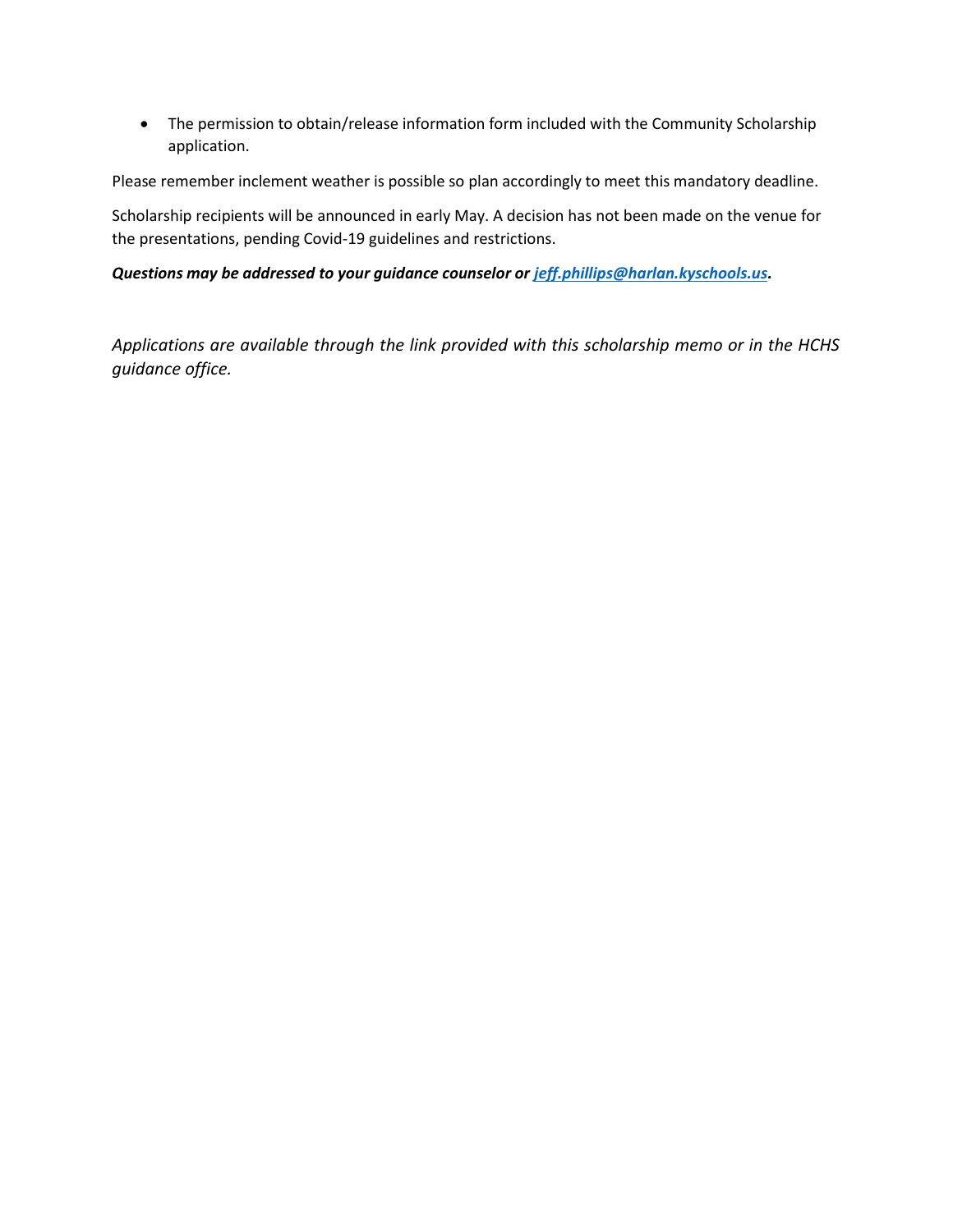- The permission to obtain/release information form included with the Community Scholarship application.

Please remember inclement weather is possible so plan accordingly to meet this mandatory deadline.

Scholarship recipients will be announced in early May. A decision has not been made on the venue for the presentations, pending Covid-19 guidelines and restrictions.

***Questions may be addressed to your guidance counselor or [jeff.phillips@harlan.kyschools.us](mailto:jeff.phillips@harlan.kyschools.us).***

*Applications are available through the link provided with this scholarship memo or in the HCHS guidance office.*